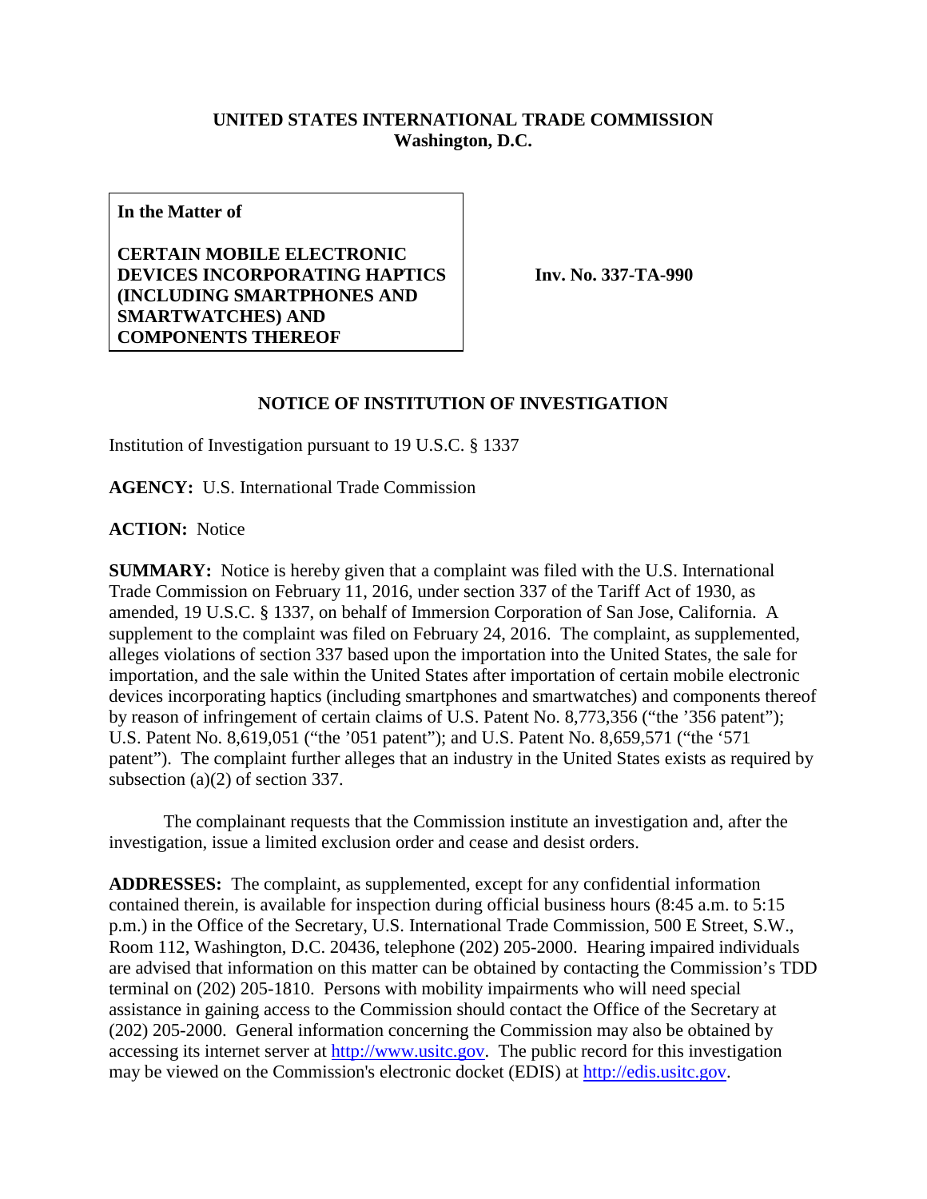**UNITED STATES INTERNATIONAL TRADE COMMISSION**
**Washington, D.C.**

| **In the Matter of**<br><br>**CERTAIN MOBILE ELECTRONIC DEVICES INCORPORATING HAPTICS (INCLUDING SMARTPHONES AND SMARTWATCHES) AND COMPONENTS THEREOF** | **Inv. No. 337-TA-990** |
|---|---|

## NOTICE OF INSTITUTION OF INVESTIGATION

Institution of Investigation pursuant to 19 U.S.C. § 1337

**AGENCY:** U.S. International Trade Commission

**ACTION:** Notice

**SUMMARY:** Notice is hereby given that a complaint was filed with the U.S. International Trade Commission on February 11, 2016, under section 337 of the Tariff Act of 1930, as amended, 19 U.S.C. § 1337, on behalf of Immersion Corporation of San Jose, California. A supplement to the complaint was filed on February 24, 2016. The complaint, as supplemented, alleges violations of section 337 based upon the importation into the United States, the sale for importation, and the sale within the United States after importation of certain mobile electronic devices incorporating haptics (including smartphones and smartwatches) and components thereof by reason of infringement of certain claims of U.S. Patent No. 8,773,356 ("the '356 patent"); U.S. Patent No. 8,619,051 ("the '051 patent"); and U.S. Patent No. 8,659,571 ("the '571 patent"). The complaint further alleges that an industry in the United States exists as required by subsection (a)(2) of section 337.

The complainant requests that the Commission institute an investigation and, after the investigation, issue a limited exclusion order and cease and desist orders.

**ADDRESSES:** The complaint, as supplemented, except for any confidential information contained therein, is available for inspection during official business hours (8:45 a.m. to 5:15 p.m.) in the Office of the Secretary, U.S. International Trade Commission, 500 E Street, S.W., Room 112, Washington, D.C. 20436, telephone (202) 205-2000. Hearing impaired individuals are advised that information on this matter can be obtained by contacting the Commission's TDD terminal on (202) 205-1810. Persons with mobility impairments who will need special assistance in gaining access to the Commission should contact the Office of the Secretary at (202) 205-2000. General information concerning the Commission may also be obtained by accessing its internet server at http://www.usitc.gov. The public record for this investigation may be viewed on the Commission's electronic docket (EDIS) at http://edis.usitc.gov.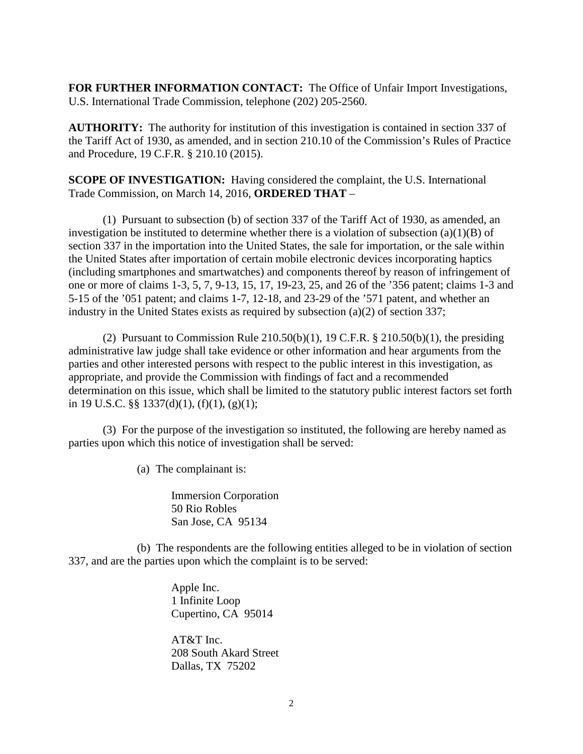**FOR FURTHER INFORMATION CONTACT:** The Office of Unfair Import Investigations, U.S. International Trade Commission, telephone (202) 205-2560.

**AUTHORITY:** The authority for institution of this investigation is contained in section 337 of the Tariff Act of 1930, as amended, and in section 210.10 of the Commission's Rules of Practice and Procedure, 19 C.F.R. § 210.10 (2015).

**SCOPE OF INVESTIGATION:** Having considered the complaint, the U.S. International Trade Commission, on March 14, 2016, **ORDERED THAT** –

(1) Pursuant to subsection (b) of section 337 of the Tariff Act of 1930, as amended, an investigation be instituted to determine whether there is a violation of subsection (a)(1)(B) of section 337 in the importation into the United States, the sale for importation, or the sale within the United States after importation of certain mobile electronic devices incorporating haptics (including smartphones and smartwatches) and components thereof by reason of infringement of one or more of claims 1-3, 5, 7, 9-13, 15, 17, 19-23, 25, and 26 of the '356 patent; claims 1-3 and 5-15 of the '051 patent; and claims 1-7, 12-18, and 23-29 of the '571 patent, and whether an industry in the United States exists as required by subsection (a)(2) of section 337;

(2) Pursuant to Commission Rule 210.50(b)(1), 19 C.F.R. § 210.50(b)(1), the presiding administrative law judge shall take evidence or other information and hear arguments from the parties and other interested persons with respect to the public interest in this investigation, as appropriate, and provide the Commission with findings of fact and a recommended determination on this issue, which shall be limited to the statutory public interest factors set forth in 19 U.S.C. §§ 1337(d)(1), (f)(1), (g)(1);

(3) For the purpose of the investigation so instituted, the following are hereby named as parties upon which this notice of investigation shall be served:

(a) The complainant is:

Immersion Corporation
50 Rio Robles
San Jose, CA 95134

(b) The respondents are the following entities alleged to be in violation of section 337, and are the parties upon which the complaint is to be served:

Apple Inc.
1 Infinite Loop
Cupertino, CA 95014

AT&T Inc.
208 South Akard Street
Dallas, TX 75202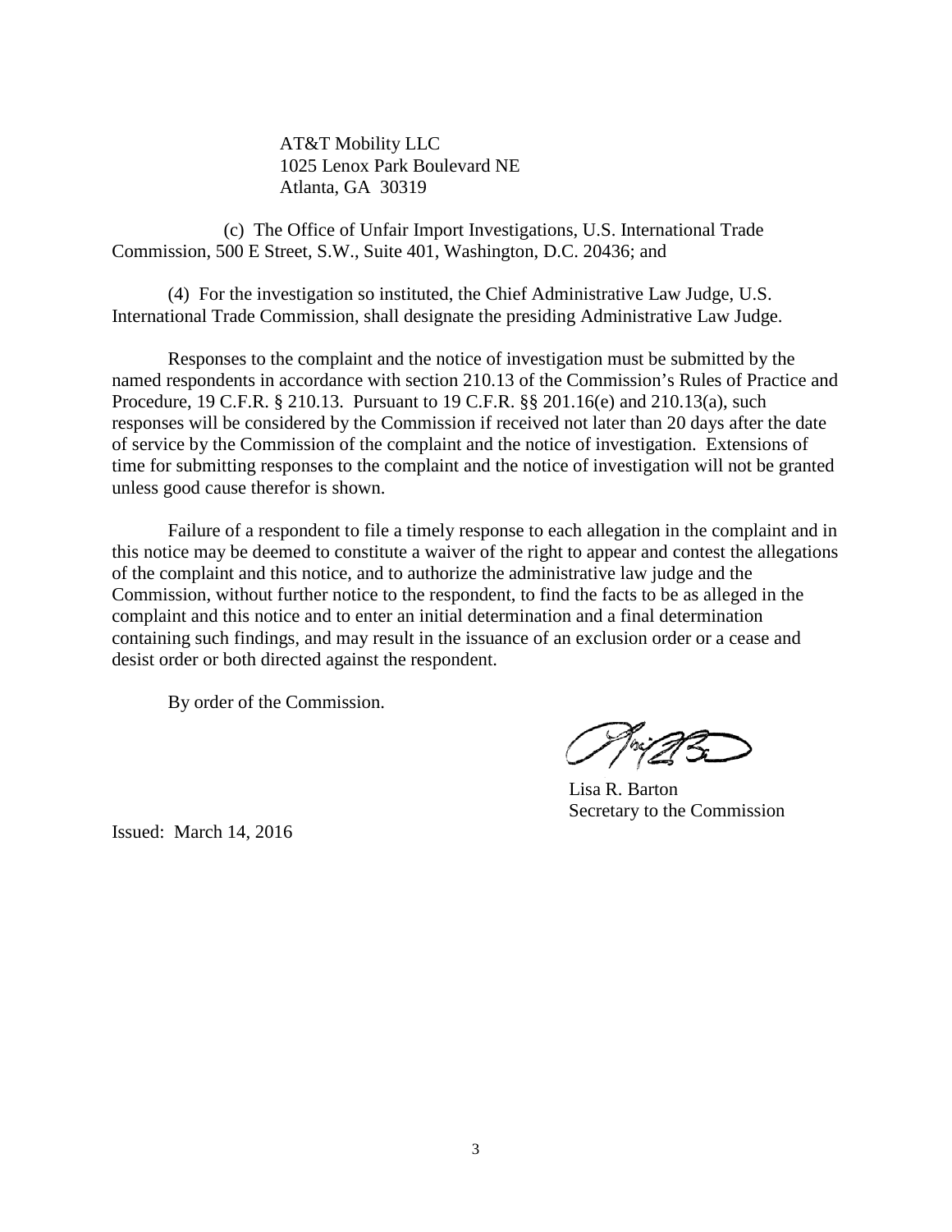AT&T Mobility LLC  
1025 Lenox Park Boulevard NE  
Atlanta, GA 30319

(c) The Office of Unfair Import Investigations, U.S. International Trade Commission, 500 E Street, S.W., Suite 401, Washington, D.C. 20436; and

(4) For the investigation so instituted, the Chief Administrative Law Judge, U.S. International Trade Commission, shall designate the presiding Administrative Law Judge.

Responses to the complaint and the notice of investigation must be submitted by the named respondents in accordance with section 210.13 of the Commission's Rules of Practice and Procedure, 19 C.F.R. § 210.13. Pursuant to 19 C.F.R. §§ 201.16(e) and 210.13(a), such responses will be considered by the Commission if received not later than 20 days after the date of service by the Commission of the complaint and the notice of investigation. Extensions of time for submitting responses to the complaint and the notice of investigation will not be granted unless good cause therefor is shown.

Failure of a respondent to file a timely response to each allegation in the complaint and in this notice may be deemed to constitute a waiver of the right to appear and contest the allegations of the complaint and this notice, and to authorize the administrative law judge and the Commission, without further notice to the respondent, to find the facts to be as alleged in the complaint and this notice and to enter an initial determination and a final determination containing such findings, and may result in the issuance of an exclusion order or a cease and desist order or both directed against the respondent.

By order of the Commission.

Lisa R. Barton  
Secretary to the Commission

Issued: March 14, 2016